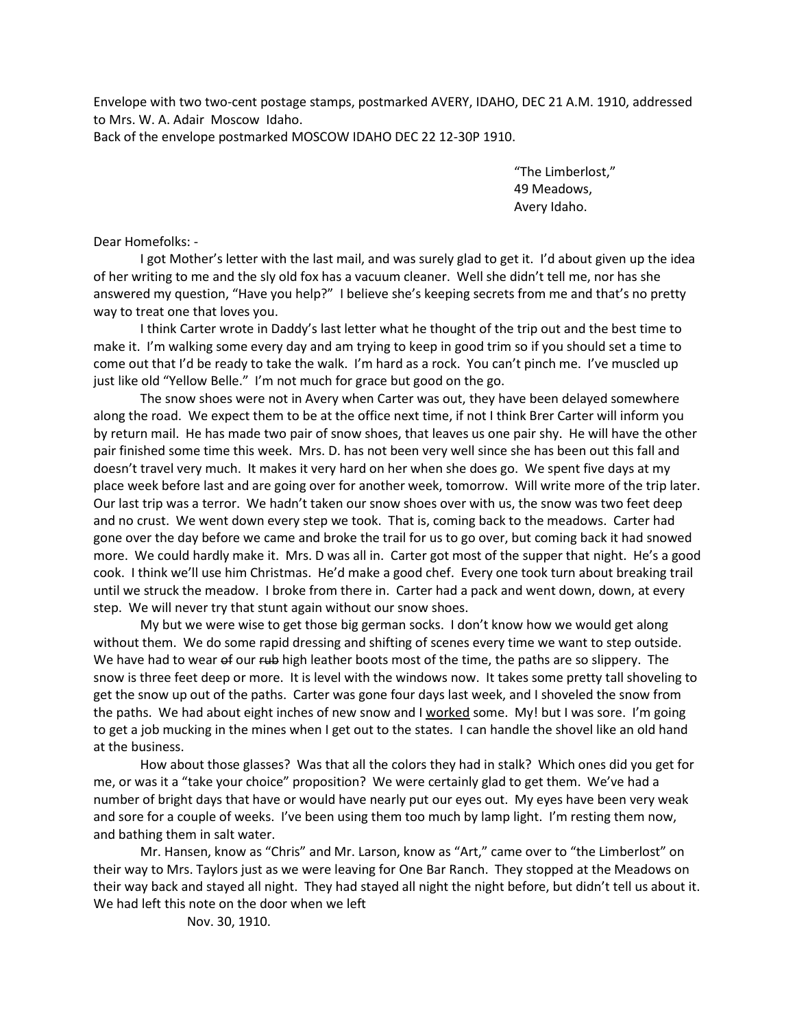Envelope with two two-cent postage stamps, postmarked AVERY, IDAHO, DEC 21 A.M. 1910, addressed to Mrs. W. A. Adair Moscow Idaho.
Back of the envelope postmarked MOSCOW IDAHO DEC 22 12-30P 1910.

"The Limberlost,"
49 Meadows,
Avery Idaho.

Dear Homefolks: -

I got Mother's letter with the last mail, and was surely glad to get it. I'd about given up the idea of her writing to me and the sly old fox has a vacuum cleaner. Well she didn't tell me, nor has she answered my question, "Have you help?" I believe she's keeping secrets from me and that's no pretty way to treat one that loves you.

I think Carter wrote in Daddy's last letter what he thought of the trip out and the best time to make it. I'm walking some every day and am trying to keep in good trim so if you should set a time to come out that I'd be ready to take the walk. I'm hard as a rock. You can't pinch me. I've muscled up just like old "Yellow Belle." I'm not much for grace but good on the go.

The snow shoes were not in Avery when Carter was out, they have been delayed somewhere along the road. We expect them to be at the office next time, if not I think Brer Carter will inform you by return mail. He has made two pair of snow shoes, that leaves us one pair shy. He will have the other pair finished some time this week. Mrs. D. has not been very well since she has been out this fall and doesn't travel very much. It makes it very hard on her when she does go. We spent five days at my place week before last and are going over for another week, tomorrow. Will write more of the trip later. Our last trip was a terror. We hadn't taken our snow shoes over with us, the snow was two feet deep and no crust. We went down every step we took. That is, coming back to the meadows. Carter had gone over the day before we came and broke the trail for us to go over, but coming back it had snowed more. We could hardly make it. Mrs. D was all in. Carter got most of the supper that night. He's a good cook. I think we'll use him Christmas. He'd make a good chef. Every one took turn about breaking trail until we struck the meadow. I broke from there in. Carter had a pack and went down, down, at every step. We will never try that stunt again without our snow shoes.

My but we were wise to get those big german socks. I don't know how we would get along without them. We do some rapid dressing and shifting of scenes every time we want to step outside. We have had to wear ~~of~~ our ~~rub~~ high leather boots most of the time, the paths are so slippery. The snow is three feet deep or more. It is level with the windows now. It takes some pretty tall shoveling to get the snow up out of the paths. Carter was gone four days last week, and I shoveled the snow from the paths. We had about eight inches of new snow and I <u>worked</u> some. My! but I was sore. I'm going to get a job mucking in the mines when I get out to the states. I can handle the shovel like an old hand at the business.

How about those glasses? Was that all the colors they had in stalk? Which ones did you get for me, or was it a "take your choice" proposition? We were certainly glad to get them. We've had a number of bright days that have or would have nearly put our eyes out. My eyes have been very weak and sore for a couple of weeks. I've been using them too much by lamp light. I'm resting them now, and bathing them in salt water.

Mr. Hansen, know as "Chris" and Mr. Larson, know as "Art," came over to "the Limberlost" on their way to Mrs. Taylors just as we were leaving for One Bar Ranch. They stopped at the Meadows on their way back and stayed all night. They had stayed all night the night before, but didn't tell us about it. We had left this note on the door when we left

Nov. 30, 1910.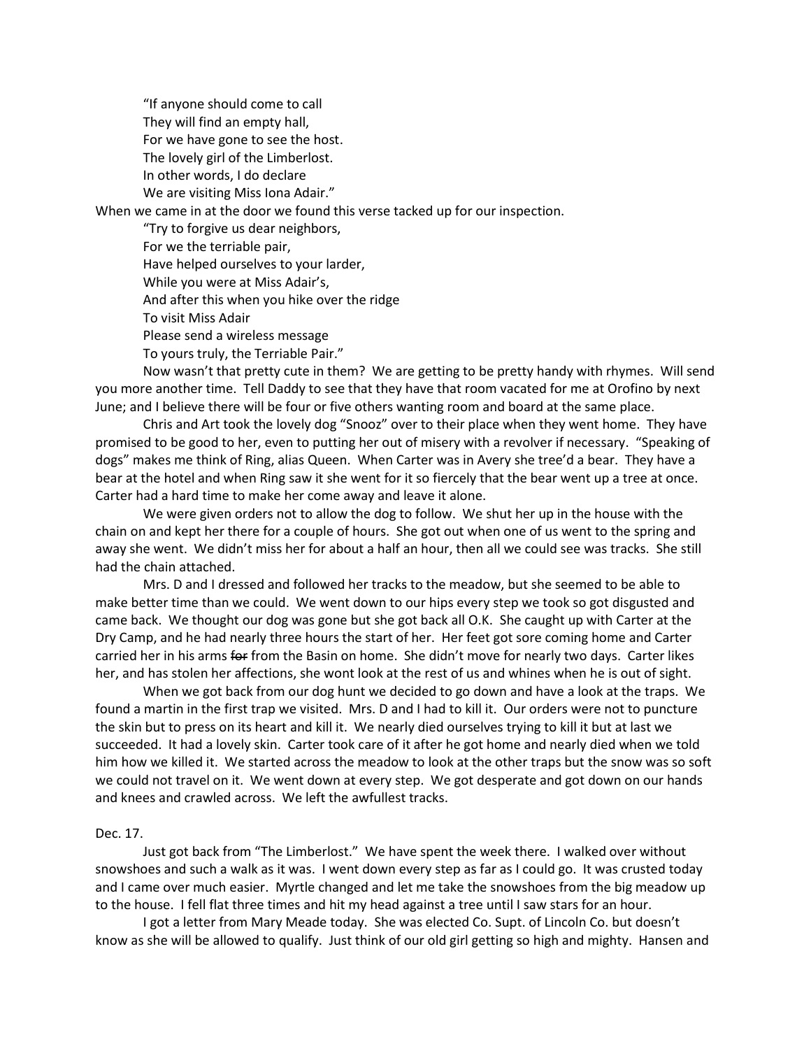"If anyone should come to call  
They will find an empty hall,  
For we have gone to see the host.  
The lovely girl of the Limberlost.  
In other words, I do declare  
We are visiting Miss Iona Adair."

When we came in at the door we found this verse tacked up for our inspection.

"Try to forgive us dear neighbors,  
For we the terriable pair,  
Have helped ourselves to your larder,  
While you were at Miss Adair's,  
And after this when you hike over the ridge  
To visit Miss Adair  
Please send a wireless message  
To yours truly, the Terriable Pair."

Now wasn't that pretty cute in them? We are getting to be pretty handy with rhymes. Will send you more another time. Tell Daddy to see that they have that room vacated for me at Orofino by next June; and I believe there will be four or five others wanting room and board at the same place.

Chris and Art took the lovely dog "Snooz" over to their place when they went home. They have promised to be good to her, even to putting her out of misery with a revolver if necessary. "Speaking of dogs" makes me think of Ring, alias Queen. When Carter was in Avery she tree'd a bear. They have a bear at the hotel and when Ring saw it she went for it so fiercely that the bear went up a tree at once. Carter had a hard time to make her come away and leave it alone.

We were given orders not to allow the dog to follow. We shut her up in the house with the chain on and kept her there for a couple of hours. She got out when one of us went to the spring and away she went. We didn't miss her for about a half an hour, then all we could see was tracks. She still had the chain attached.

Mrs. D and I dressed and followed her tracks to the meadow, but she seemed to be able to make better time than we could. We went down to our hips every step we took so got disgusted and came back. We thought our dog was gone but she got back all O.K. She caught up with Carter at the Dry Camp, and he had nearly three hours the start of her. Her feet got sore coming home and Carter carried her in his arms ~~for~~ from the Basin on home. She didn't move for nearly two days. Carter likes her, and has stolen her affections, she wont look at the rest of us and whines when he is out of sight.

When we got back from our dog hunt we decided to go down and have a look at the traps. We found a martin in the first trap we visited. Mrs. D and I had to kill it. Our orders were not to puncture the skin but to press on its heart and kill it. We nearly died ourselves trying to kill it but at last we succeeded. It had a lovely skin. Carter took care of it after he got home and nearly died when we told him how we killed it. We started across the meadow to look at the other traps but the snow was so soft we could not travel on it. We went down at every step. We got desperate and got down on our hands and knees and crawled across. We left the awfullest tracks.

Dec. 17.

Just got back from "The Limberlost." We have spent the week there. I walked over without snowshoes and such a walk as it was. I went down every step as far as I could go. It was crusted today and I came over much easier. Myrtle changed and let me take the snowshoes from the big meadow up to the house. I fell flat three times and hit my head against a tree until I saw stars for an hour.

I got a letter from Mary Meade today. She was elected Co. Supt. of Lincoln Co. but doesn't know as she will be allowed to qualify. Just think of our old girl getting so high and mighty. Hansen and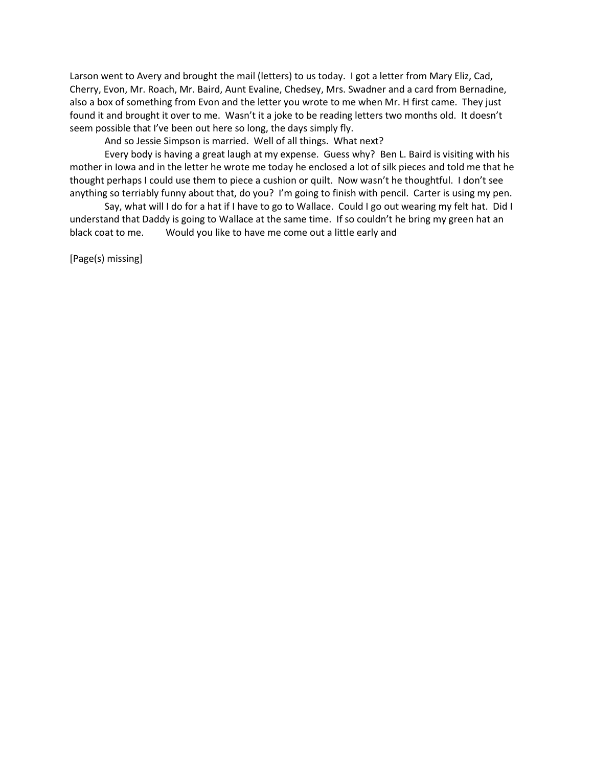Larson went to Avery and brought the mail (letters) to us today. I got a letter from Mary Eliz, Cad, Cherry, Evon, Mr. Roach, Mr. Baird, Aunt Evaline, Chedsey, Mrs. Swadner and a card from Bernadine, also a box of something from Evon and the letter you wrote to me when Mr. H first came. They just found it and brought it over to me. Wasn't it a joke to be reading letters two months old. It doesn't seem possible that I've been out here so long, the days simply fly.

And so Jessie Simpson is married. Well of all things. What next?

Every body is having a great laugh at my expense. Guess why? Ben L. Baird is visiting with his mother in Iowa and in the letter he wrote me today he enclosed a lot of silk pieces and told me that he thought perhaps I could use them to piece a cushion or quilt. Now wasn't he thoughtful. I don't see anything so terriably funny about that, do you? I'm going to finish with pencil. Carter is using my pen.

Say, what will I do for a hat if I have to go to Wallace. Could I go out wearing my felt hat. Did I understand that Daddy is going to Wallace at the same time. If so couldn't he bring my green hat an black coat to me. Would you like to have me come out a little early and

[Page(s) missing]